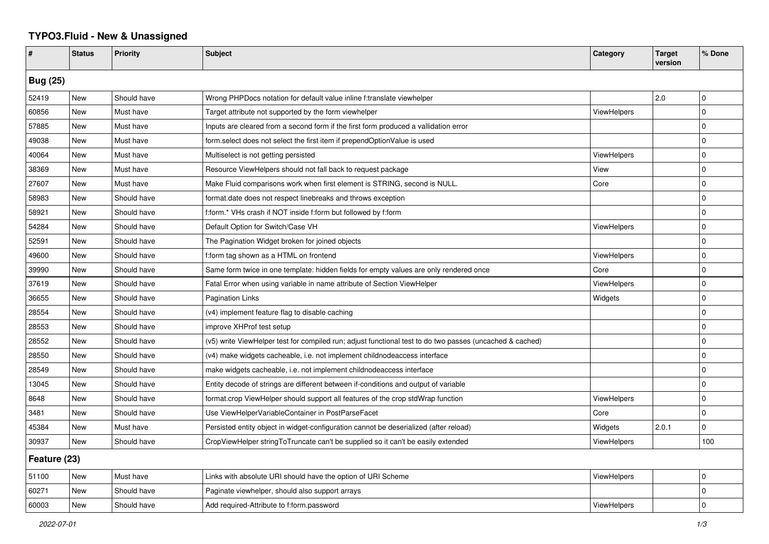# TYPO3.Fluid - New & Unassigned

| # | Status | Priority | Subject | Category | Target version | % Done |
|---|---|---|---|---|---|---|
| **Bug (25)** | | | | | | |
| 52419 | New | Should have | Wrong PHPDocs notation for default value inline f:translate viewhelper | | 2.0 | 0 |
| 60856 | New | Must have | Target attribute not supported by the form viewhelper | ViewHelpers | | 0 |
| 57885 | New | Must have | Inputs are cleared from a second form if the first form produced a vallidation error | | | 0 |
| 49038 | New | Must have | form.select does not select the first item if prependOptionValue is used | | | 0 |
| 40064 | New | Must have | Multiselect is not getting persisted | ViewHelpers | | 0 |
| 38369 | New | Must have | Resource ViewHelpers should not fall back to request package | View | | 0 |
| 27607 | New | Must have | Make Fluid comparisons work when first element is STRING, second is NULL. | Core | | 0 |
| 58983 | New | Should have | format.date does not respect linebreaks and throws exception | | | 0 |
| 58921 | New | Should have | f:form.* VHs crash if NOT inside f:form but followed by f:form | | | 0 |
| 54284 | New | Should have | Default Option for Switch/Case VH | ViewHelpers | | 0 |
| 52591 | New | Should have | The Pagination Widget broken for joined objects | | | 0 |
| 49600 | New | Should have | f:form tag shown as a HTML on frontend | ViewHelpers | | 0 |
| 39990 | New | Should have | Same form twice in one template: hidden fields for empty values are only rendered once | Core | | 0 |
| 37619 | New | Should have | Fatal Error when using variable in name attribute of Section ViewHelper | ViewHelpers | | 0 |
| 36655 | New | Should have | Pagination Links | Widgets | | 0 |
| 28554 | New | Should have | (v4) implement feature flag to disable caching | | | 0 |
| 28553 | New | Should have | improve XHProf test setup | | | 0 |
| 28552 | New | Should have | (v5) write ViewHelper test for compiled run; adjust functional test to do two passes (uncached & cached) | | | 0 |
| 28550 | New | Should have | (v4) make widgets cacheable, i.e. not implement childnodeaccess interface | | | 0 |
| 28549 | New | Should have | make widgets cacheable, i.e. not implement childnodeaccess interface | | | 0 |
| 13045 | New | Should have | Entity decode of strings are different between if-conditions and output of variable | | | 0 |
| 8648 | New | Should have | format.crop ViewHelper should support all features of the crop stdWrap function | ViewHelpers | | 0 |
| 3481 | New | Should have | Use ViewHelperVariableContainer in PostParseFacet | Core | | 0 |
| 45384 | New | Must have | Persisted entity object in widget-configuration cannot be deserialized (after reload) | Widgets | 2.0.1 | 0 |
| 30937 | New | Should have | CropViewHelper stringToTruncate can't be supplied so it can't be easily extended | ViewHelpers | | 100 |
| **Feature (23)** | | | | | | |
| 51100 | New | Must have | Links with absolute URI should have the option of URI Scheme | ViewHelpers | | 0 |
| 60271 | New | Should have | Paginate viewhelper, should also support arrays | | | 0 |
| 60003 | New | Should have | Add required-Attribute to f:form.password | ViewHelpers | | 0 |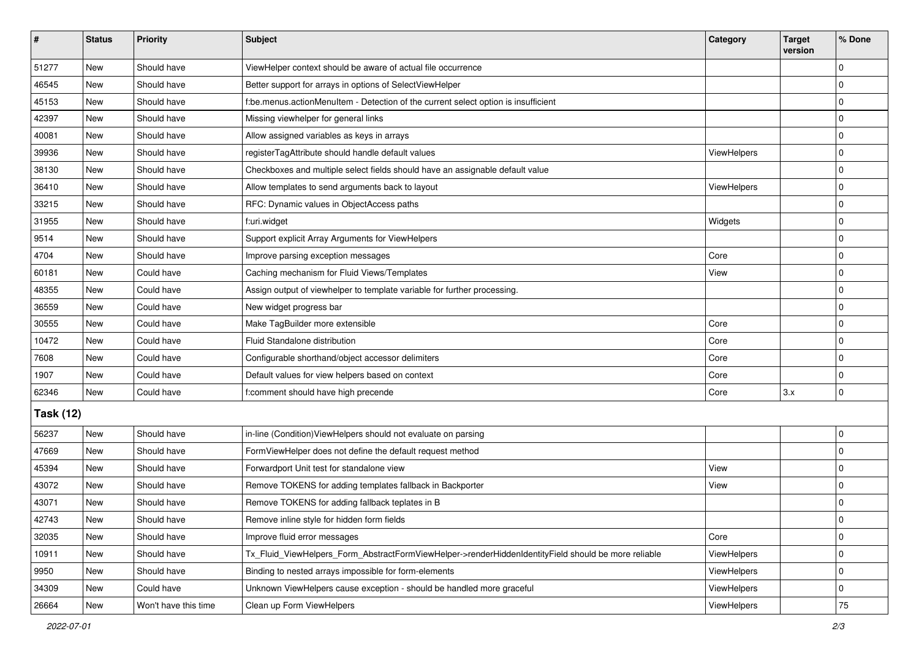| # | Status | Priority | Subject | Category | Target version | % Done |
|---|---|---|---|---|---|---|
| 51277 | New | Should have | ViewHelper context should be aware of actual file occurrence | | | 0 |
| 46545 | New | Should have | Better support for arrays in options of SelectViewHelper | | | 0 |
| 45153 | New | Should have | f:be.menus.actionMenuItem - Detection of the current select option is insufficient | | | 0 |
| 42397 | New | Should have | Missing viewhelper for general links | | | 0 |
| 40081 | New | Should have | Allow assigned variables as keys in arrays | | | 0 |
| 39936 | New | Should have | registerTagAttribute should handle default values | ViewHelpers | | 0 |
| 38130 | New | Should have | Checkboxes and multiple select fields should have an assignable default value | | | 0 |
| 36410 | New | Should have | Allow templates to send arguments back to layout | ViewHelpers | | 0 |
| 33215 | New | Should have | RFC: Dynamic values in ObjectAccess paths | | | 0 |
| 31955 | New | Should have | f:uri.widget | Widgets | | 0 |
| 9514 | New | Should have | Support explicit Array Arguments for ViewHelpers | | | 0 |
| 4704 | New | Should have | Improve parsing exception messages | Core | | 0 |
| 60181 | New | Could have | Caching mechanism for Fluid Views/Templates | View | | 0 |
| 48355 | New | Could have | Assign output of viewhelper to template variable for further processing. | | | 0 |
| 36559 | New | Could have | New widget progress bar | | | 0 |
| 30555 | New | Could have | Make TagBuilder more extensible | Core | | 0 |
| 10472 | New | Could have | Fluid Standalone distribution | Core | | 0 |
| 7608 | New | Could have | Configurable shorthand/object accessor delimiters | Core | | 0 |
| 1907 | New | Could have | Default values for view helpers based on context | Core | | 0 |
| 62346 | New | Could have | f:comment should have high precende | Core | 3.x | 0 |
| **Task (12)** | | | | | | |
| 56237 | New | Should have | in-line (Condition)ViewHelpers should not evaluate on parsing | | | 0 |
| 47669 | New | Should have | FormViewHelper does not define the default request method | | | 0 |
| 45394 | New | Should have | Forwardport Unit test for standalone view | View | | 0 |
| 43072 | New | Should have | Remove TOKENS for adding templates fallback in Backporter | View | | 0 |
| 43071 | New | Should have | Remove TOKENS for adding fallback teplates in B | | | 0 |
| 42743 | New | Should have | Remove inline style for hidden form fields | | | 0 |
| 32035 | New | Should have | Improve fluid error messages | Core | | 0 |
| 10911 | New | Should have | Tx_Fluid_ViewHelpers_Form_AbstractFormViewHelper->renderHiddenIdentityField should be more reliable | ViewHelpers | | 0 |
| 9950 | New | Should have | Binding to nested arrays impossible for form-elements | ViewHelpers | | 0 |
| 34309 | New | Could have | Unknown ViewHelpers cause exception - should be handled more graceful | ViewHelpers | | 0 |
| 26664 | New | Won't have this time | Clean up Form ViewHelpers | ViewHelpers | | 75 |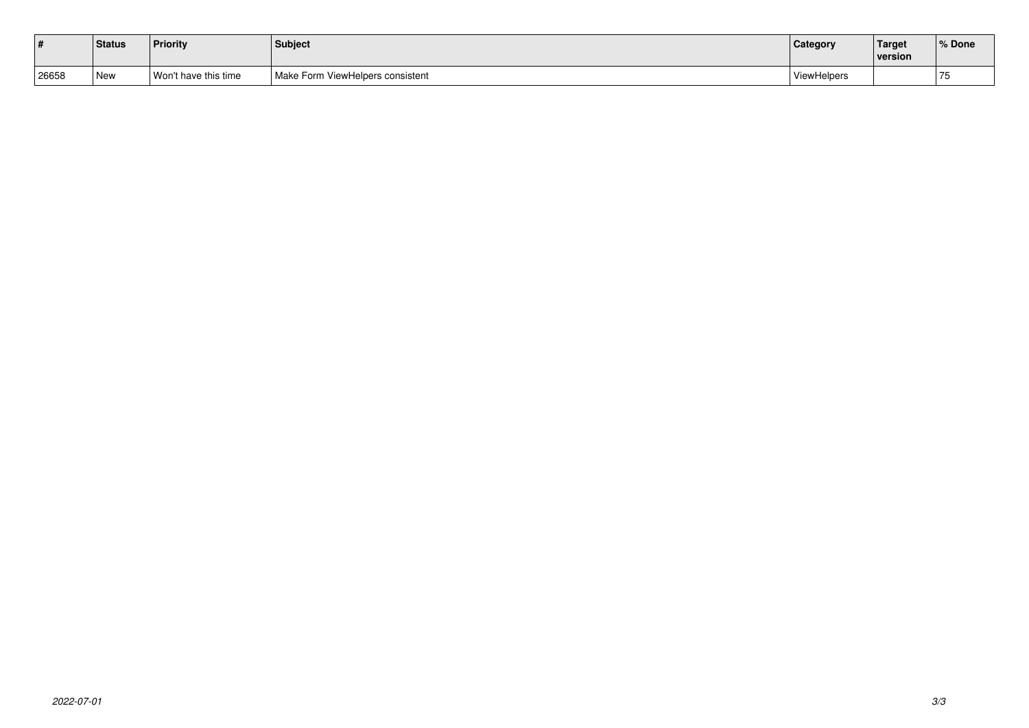| # | Status | Priority | Subject | Category | Target version | % Done |
|---|---|---|---|---|---|---|
| 26658 | New | Won't have this time | Make Form ViewHelpers consistent | ViewHelpers | | 75 |

*2022-07-01*